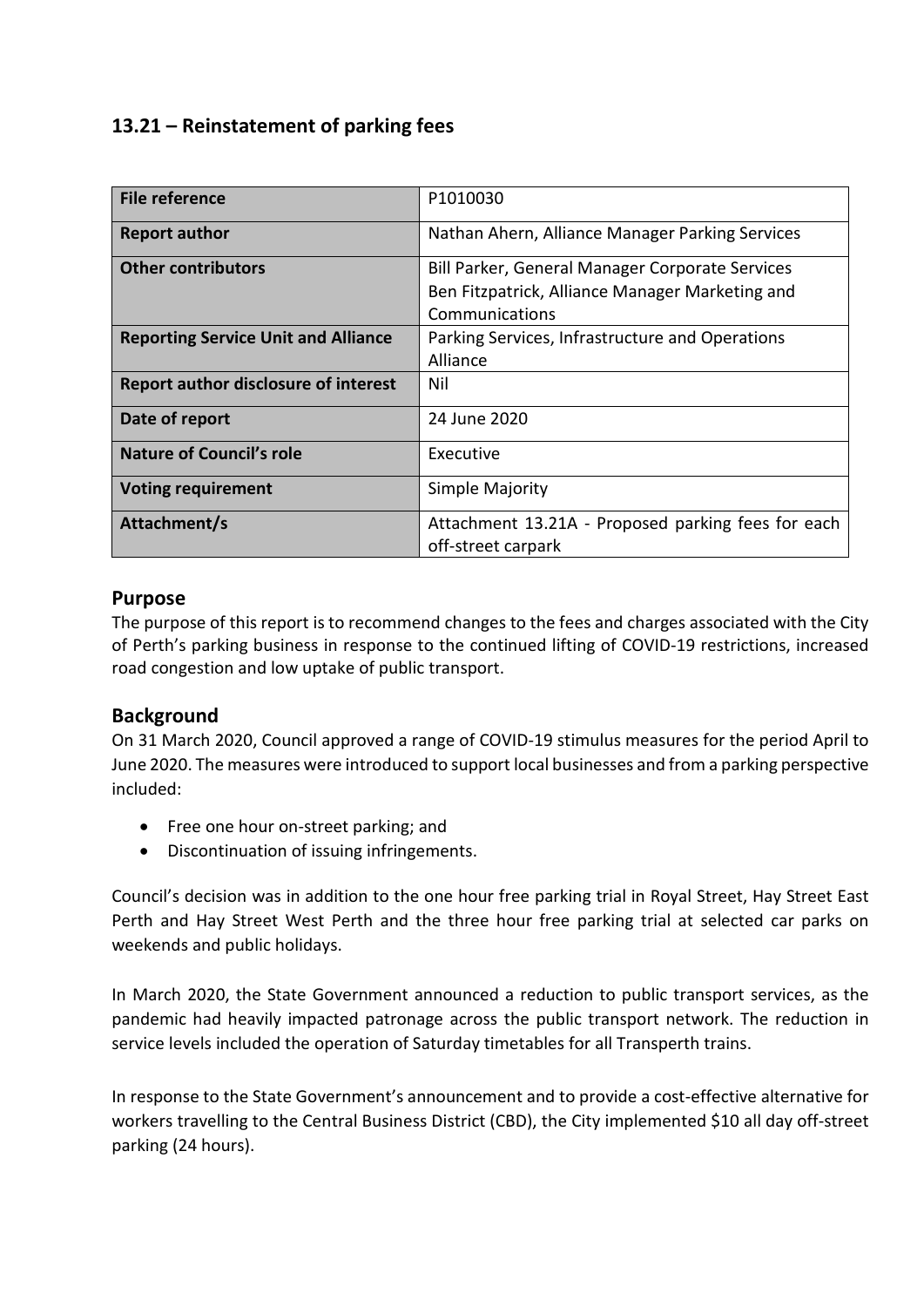## 13.21 – Reinstatement of parking fees

| | |
|---|---|
| **File reference** | P1010030 |
| **Report author** | Nathan Ahern, Alliance Manager Parking Services |
| **Other contributors** | Bill Parker, General Manager Corporate Services<br>Ben Fitzpatrick, Alliance Manager Marketing and Communications |
| **Reporting Service Unit and Alliance** | Parking Services, Infrastructure and Operations Alliance |
| **Report author disclosure of interest** | Nil |
| **Date of report** | 24 June 2020 |
| **Nature of Council's role** | Executive |
| **Voting requirement** | Simple Majority |
| **Attachment/s** | Attachment 13.21A - Proposed parking fees for each off-street carpark |

### Purpose

The purpose of this report is to recommend changes to the fees and charges associated with the City of Perth's parking business in response to the continued lifting of COVID-19 restrictions, increased road congestion and low uptake of public transport.

### Background

On 31 March 2020, Council approved a range of COVID-19 stimulus measures for the period April to June 2020. The measures were introduced to support local businesses and from a parking perspective included:

- Free one hour on-street parking; and
- Discontinuation of issuing infringements.

Council's decision was in addition to the one hour free parking trial in Royal Street, Hay Street East Perth and Hay Street West Perth and the three hour free parking trial at selected car parks on weekends and public holidays.

In March 2020, the State Government announced a reduction to public transport services, as the pandemic had heavily impacted patronage across the public transport network. The reduction in service levels included the operation of Saturday timetables for all Transperth trains.

In response to the State Government's announcement and to provide a cost-effective alternative for workers travelling to the Central Business District (CBD), the City implemented $10 all day off-street parking (24 hours).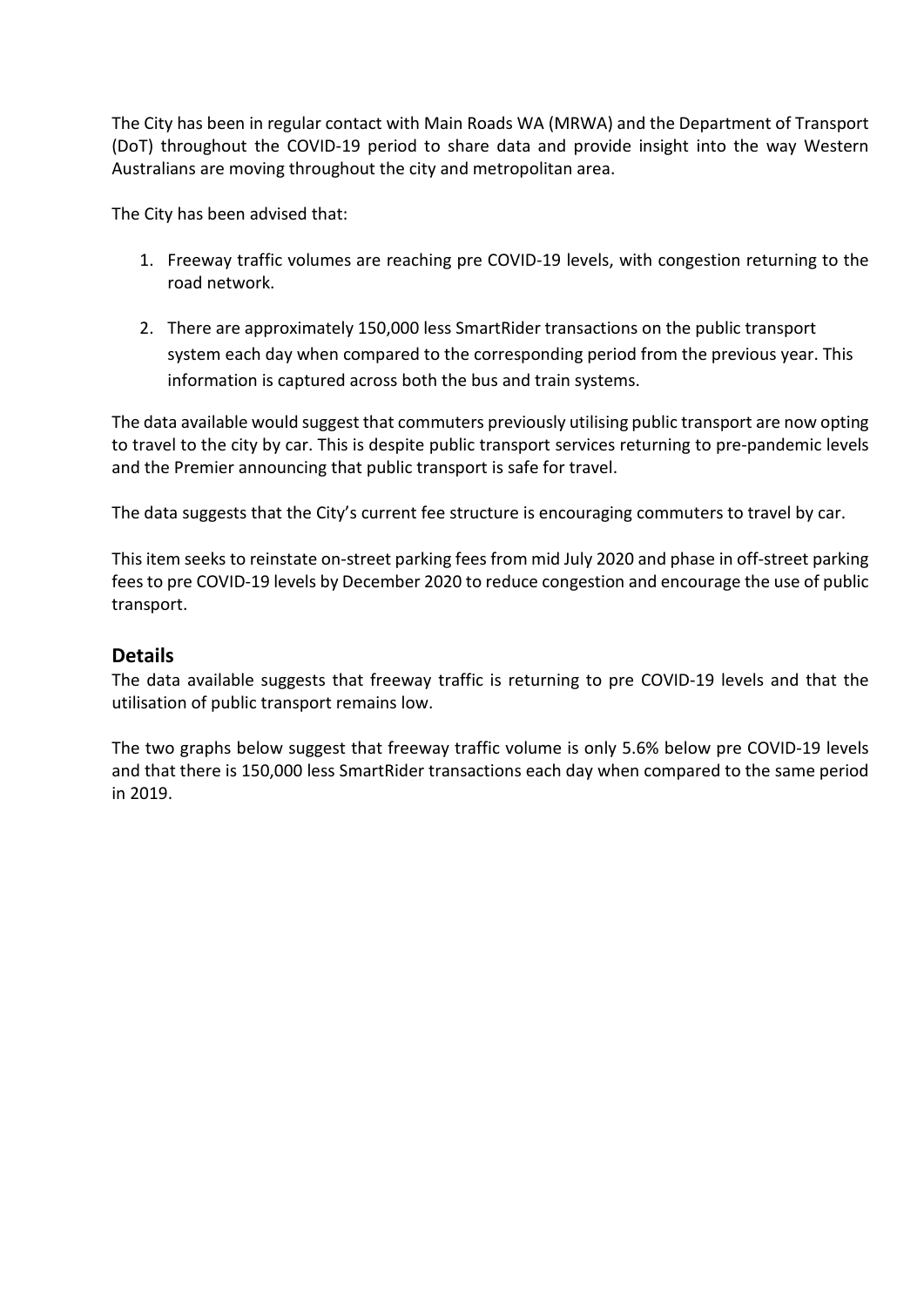The City has been in regular contact with Main Roads WA (MRWA) and the Department of Transport (DoT) throughout the COVID-19 period to share data and provide insight into the way Western Australians are moving throughout the city and metropolitan area.

The City has been advised that:

1. Freeway traffic volumes are reaching pre COVID-19 levels, with congestion returning to the road network.
2. There are approximately 150,000 less SmartRider transactions on the public transport system each day when compared to the corresponding period from the previous year. This information is captured across both the bus and train systems.

The data available would suggest that commuters previously utilising public transport are now opting to travel to the city by car. This is despite public transport services returning to pre-pandemic levels and the Premier announcing that public transport is safe for travel.

The data suggests that the City's current fee structure is encouraging commuters to travel by car.

This item seeks to reinstate on-street parking fees from mid July 2020 and phase in off-street parking fees to pre COVID-19 levels by December 2020 to reduce congestion and encourage the use of public transport.

## Details

The data available suggests that freeway traffic is returning to pre COVID-19 levels and that the utilisation of public transport remains low.

The two graphs below suggest that freeway traffic volume is only 5.6% below pre COVID-19 levels and that there is 150,000 less SmartRider transactions each day when compared to the same period in 2019.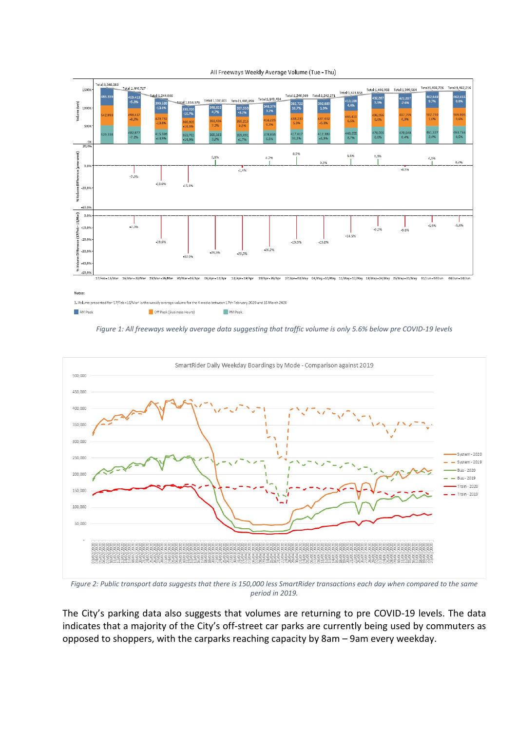*Figure 1: All freeways weekly average data suggesting that traffic volume is only 5.6% below pre COVID-19 levels*

*Figure 2: Public transport data suggests that there is 150,000 less SmartRider transactions each day when compared to the same period in 2019.*

The City's parking data also suggests that volumes are returning to pre COVID-19 levels. The data indicates that a majority of the City's off-street car parks are currently being used by commuters as opposed to shoppers, with the carparks reaching capacity by 8am – 9am every weekday.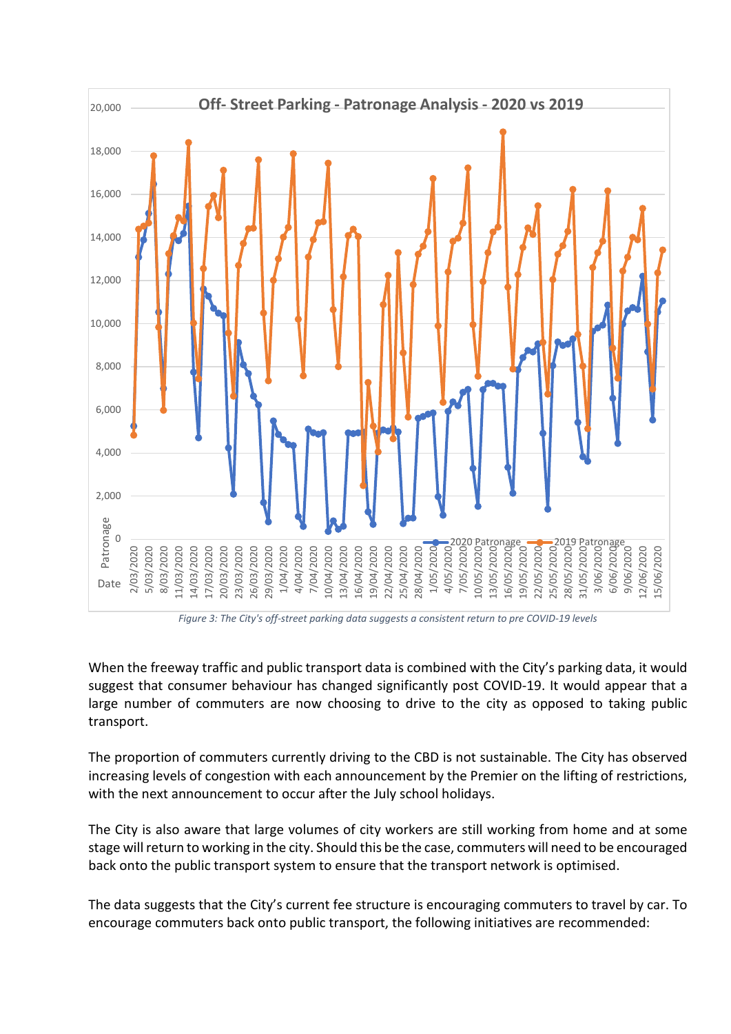*Figure 3: The City's off-street parking data suggests a consistent return to pre COVID-19 levels*

When the freeway traffic and public transport data is combined with the City's parking data, it would suggest that consumer behaviour has changed significantly post COVID-19. It would appear that a large number of commuters are now choosing to drive to the city as opposed to taking public transport.

The proportion of commuters currently driving to the CBD is not sustainable. The City has observed increasing levels of congestion with each announcement by the Premier on the lifting of restrictions, with the next announcement to occur after the July school holidays.

The City is also aware that large volumes of city workers are still working from home and at some stage will return to working in the city. Should this be the case, commuters will need to be encouraged back onto the public transport system to ensure that the transport network is optimised.

The data suggests that the City's current fee structure is encouraging commuters to travel by car. To encourage commuters back onto public transport, the following initiatives are recommended: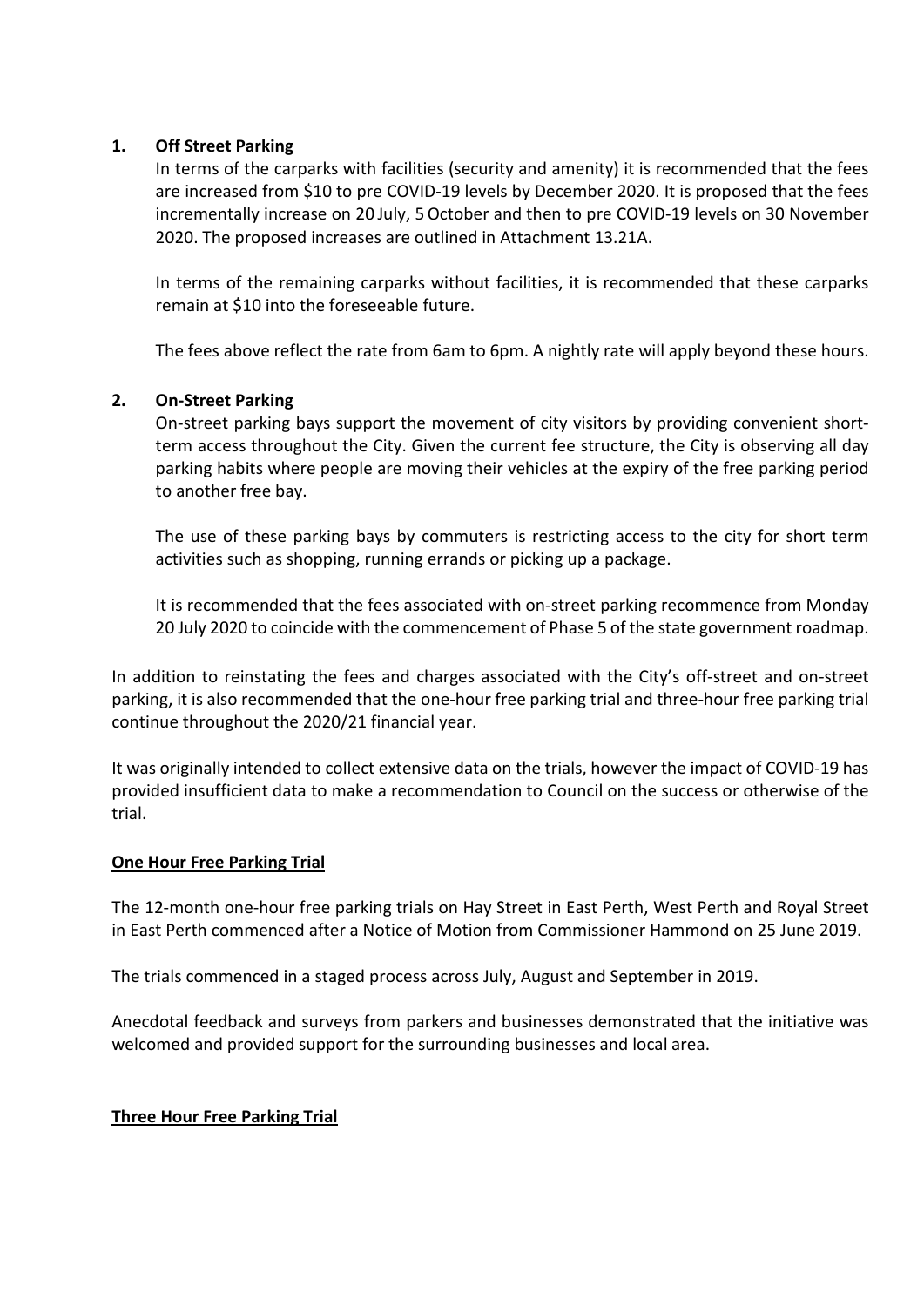1. **Off Street Parking**

   In terms of the carparks with facilities (security and amenity) it is recommended that the fees are increased from $10 to pre COVID-19 levels by December 2020. It is proposed that the fees incrementally increase on 20 July, 5 October and then to pre COVID-19 levels on 30 November 2020. The proposed increases are outlined in Attachment 13.21A.

   In terms of the remaining carparks without facilities, it is recommended that these carparks remain at $10 into the foreseeable future.

   The fees above reflect the rate from 6am to 6pm. A nightly rate will apply beyond these hours.

2. **On-Street Parking**

   On-street parking bays support the movement of city visitors by providing convenient short-term access throughout the City. Given the current fee structure, the City is observing all day parking habits where people are moving their vehicles at the expiry of the free parking period to another free bay.

   The use of these parking bays by commuters is restricting access to the city for short term activities such as shopping, running errands or picking up a package.

   It is recommended that the fees associated with on-street parking recommence from Monday 20 July 2020 to coincide with the commencement of Phase 5 of the state government roadmap.

In addition to reinstating the fees and charges associated with the City's off-street and on-street parking, it is also recommended that the one-hour free parking trial and three-hour free parking trial continue throughout the 2020/21 financial year.

It was originally intended to collect extensive data on the trials, however the impact of COVID-19 has provided insufficient data to make a recommendation to Council on the success or otherwise of the trial.

**<u>One Hour Free Parking Trial</u>**

The 12-month one-hour free parking trials on Hay Street in East Perth, West Perth and Royal Street in East Perth commenced after a Notice of Motion from Commissioner Hammond on 25 June 2019.

The trials commenced in a staged process across July, August and September in 2019.

Anecdotal feedback and surveys from parkers and businesses demonstrated that the initiative was welcomed and provided support for the surrounding businesses and local area.

**<u>Three Hour Free Parking Trial</u>**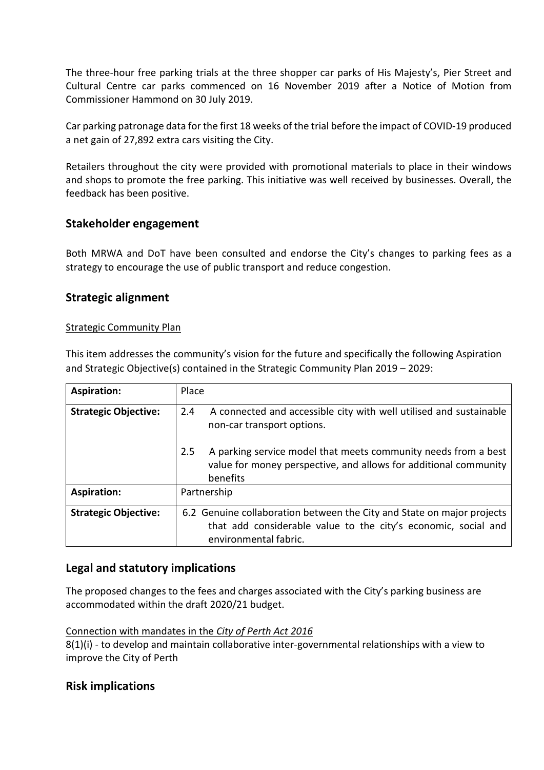The three-hour free parking trials at the three shopper car parks of His Majesty's, Pier Street and Cultural Centre car parks commenced on 16 November 2019 after a Notice of Motion from Commissioner Hammond on 30 July 2019.

Car parking patronage data for the first 18 weeks of the trial before the impact of COVID-19 produced a net gain of 27,892 extra cars visiting the City.

Retailers throughout the city were provided with promotional materials to place in their windows and shops to promote the free parking. This initiative was well received by businesses. Overall, the feedback has been positive.

## Stakeholder engagement

Both MRWA and DoT have been consulted and endorse the City's changes to parking fees as a strategy to encourage the use of public transport and reduce congestion.

## Strategic alignment

Strategic Community Plan

This item addresses the community's vision for the future and specifically the following Aspiration and Strategic Objective(s) contained in the Strategic Community Plan 2019 – 2029:

| **Aspiration:** | Place |
|---|---|
| **Strategic Objective:** | 2.4 A connected and accessible city with well utilised and sustainable non-car transport options.<br><br>2.5 A parking service model that meets community needs from a best value for money perspective, and allows for additional community benefits |
| **Aspiration:** | Partnership |
| **Strategic Objective:** | 6.2 Genuine collaboration between the City and State on major projects that add considerable value to the city's economic, social and environmental fabric. |

## Legal and statutory implications

The proposed changes to the fees and charges associated with the City's parking business are accommodated within the draft 2020/21 budget.

Connection with mandates in the *City of Perth Act 2016*

8(1)(i) - to develop and maintain collaborative inter-governmental relationships with a view to improve the City of Perth

## Risk implications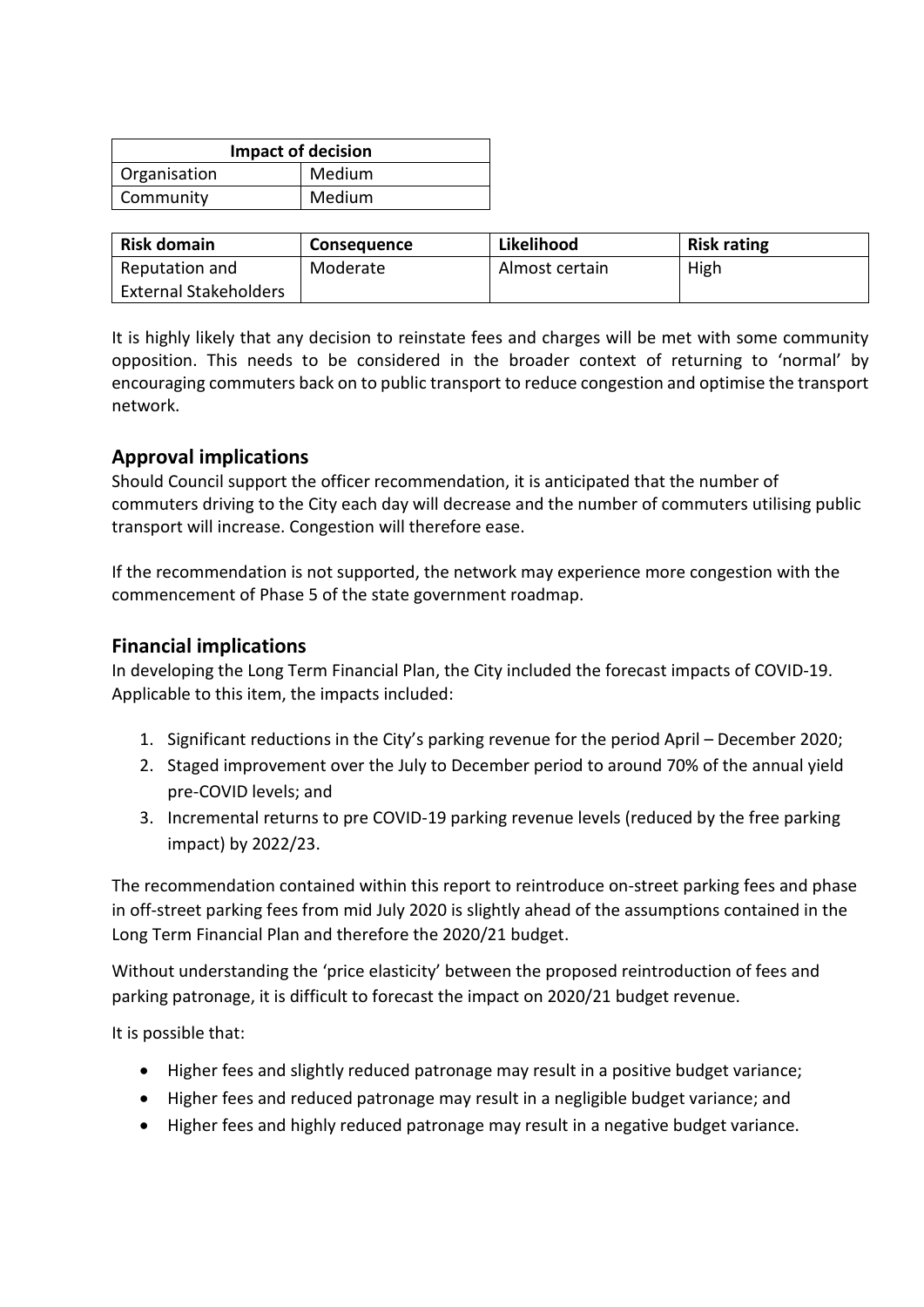| Impact of decision | |
|---|---|
| Organisation | Medium |
| Community | Medium |

| Risk domain | Consequence | Likelihood | Risk rating |
|---|---|---|---|
| Reputation and External Stakeholders | Moderate | Almost certain | High |

It is highly likely that any decision to reinstate fees and charges will be met with some community opposition. This needs to be considered in the broader context of returning to 'normal' by encouraging commuters back on to public transport to reduce congestion and optimise the transport network.

## Approval implications

Should Council support the officer recommendation, it is anticipated that the number of commuters driving to the City each day will decrease and the number of commuters utilising public transport will increase. Congestion will therefore ease.

If the recommendation is not supported, the network may experience more congestion with the commencement of Phase 5 of the state government roadmap.

## Financial implications

In developing the Long Term Financial Plan, the City included the forecast impacts of COVID-19. Applicable to this item, the impacts included:

1. Significant reductions in the City's parking revenue for the period April – December 2020;
2. Staged improvement over the July to December period to around 70% of the annual yield pre-COVID levels; and
3. Incremental returns to pre COVID-19 parking revenue levels (reduced by the free parking impact) by 2022/23.

The recommendation contained within this report to reintroduce on-street parking fees and phase in off-street parking fees from mid July 2020 is slightly ahead of the assumptions contained in the Long Term Financial Plan and therefore the 2020/21 budget.

Without understanding the 'price elasticity' between the proposed reintroduction of fees and parking patronage, it is difficult to forecast the impact on 2020/21 budget revenue.

It is possible that:

- Higher fees and slightly reduced patronage may result in a positive budget variance;
- Higher fees and reduced patronage may result in a negligible budget variance; and
- Higher fees and highly reduced patronage may result in a negative budget variance.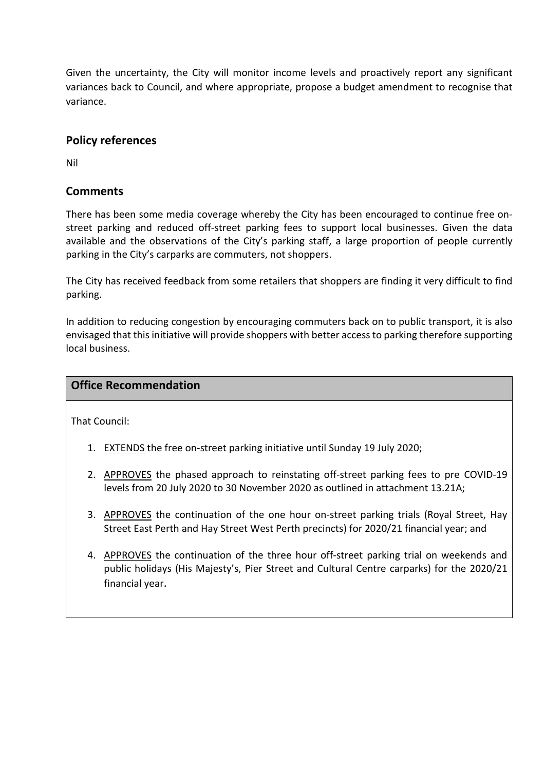Given the uncertainty, the City will monitor income levels and proactively report any significant variances back to Council, and where appropriate, propose a budget amendment to recognise that variance.

## Policy references

Nil

## Comments

There has been some media coverage whereby the City has been encouraged to continue free on-street parking and reduced off-street parking fees to support local businesses. Given the data available and the observations of the City's parking staff, a large proportion of people currently parking in the City's carparks are commuters, not shoppers.

The City has received feedback from some retailers that shoppers are finding it very difficult to find parking.

In addition to reducing congestion by encouraging commuters back on to public transport, it is also envisaged that this initiative will provide shoppers with better access to parking therefore supporting local business.

## Office Recommendation

That Council:

1. <u>EXTENDS</u> the free on-street parking initiative until Sunday 19 July 2020;
2. <u>APPROVES</u> the phased approach to reinstating off-street parking fees to pre COVID-19 levels from 20 July 2020 to 30 November 2020 as outlined in attachment 13.21A;
3. <u>APPROVES</u> the continuation of the one hour on-street parking trials (Royal Street, Hay Street East Perth and Hay Street West Perth precincts) for 2020/21 financial year; and
4. <u>APPROVES</u> the continuation of the three hour off-street parking trial on weekends and public holidays (His Majesty's, Pier Street and Cultural Centre carparks) for the 2020/21 financial year.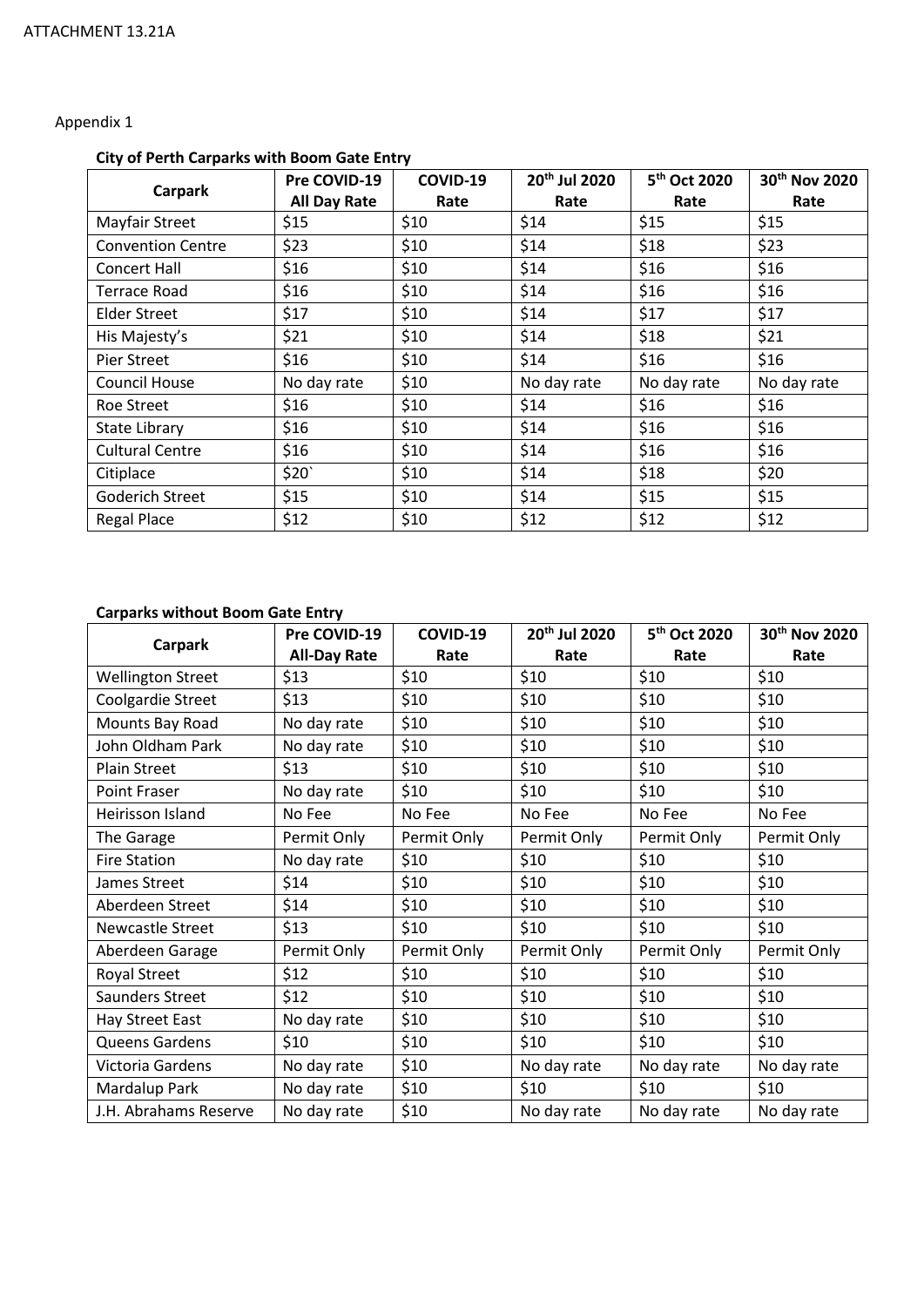ATTACHMENT 13.21A

Appendix 1

**City of Perth Carparks with Boom Gate Entry**

| Carpark | Pre COVID-19 All Day Rate | COVID-19 Rate | 20th Jul 2020 Rate | 5th Oct 2020 Rate | 30th Nov 2020 Rate |
|---|---|---|---|---|---|
| Mayfair Street | $15 | $10 | $14 | $15 | $15 |
| Convention Centre | $23 | $10 | $14 | $18 | $23 |
| Concert Hall | $16 | $10 | $14 | $16 | $16 |
| Terrace Road | $16 | $10 | $14 | $16 | $16 |
| Elder Street | $17 | $10 | $14 | $17 | $17 |
| His Majesty's | $21 | $10 | $14 | $18 | $21 |
| Pier Street | $16 | $10 | $14 | $16 | $16 |
| Council House | No day rate | $10 | No day rate | No day rate | No day rate |
| Roe Street | $16 | $10 | $14 | $16 | $16 |
| State Library | $16 | $10 | $14 | $16 | $16 |
| Cultural Centre | $16 | $10 | $14 | $16 | $16 |
| Citiplace | $20` | $10 | $14 | $18 | $20 |
| Goderich Street | $15 | $10 | $14 | $15 | $15 |
| Regal Place | $12 | $10 | $12 | $12 | $12 |

**Carparks without Boom Gate Entry**

| Carpark | Pre COVID-19 All-Day Rate | COVID-19 Rate | 20th Jul 2020 Rate | 5th Oct 2020 Rate | 30th Nov 2020 Rate |
|---|---|---|---|---|---|
| Wellington Street | $13 | $10 | $10 | $10 | $10 |
| Coolgardie Street | $13 | $10 | $10 | $10 | $10 |
| Mounts Bay Road | No day rate | $10 | $10 | $10 | $10 |
| John Oldham Park | No day rate | $10 | $10 | $10 | $10 |
| Plain Street | $13 | $10 | $10 | $10 | $10 |
| Point Fraser | No day rate | $10 | $10 | $10 | $10 |
| Heirisson Island | No Fee | No Fee | No Fee | No Fee | No Fee |
| The Garage | Permit Only | Permit Only | Permit Only | Permit Only | Permit Only |
| Fire Station | No day rate | $10 | $10 | $10 | $10 |
| James Street | $14 | $10 | $10 | $10 | $10 |
| Aberdeen Street | $14 | $10 | $10 | $10 | $10 |
| Newcastle Street | $13 | $10 | $10 | $10 | $10 |
| Aberdeen Garage | Permit Only | Permit Only | Permit Only | Permit Only | Permit Only |
| Royal Street | $12 | $10 | $10 | $10 | $10 |
| Saunders Street | $12 | $10 | $10 | $10 | $10 |
| Hay Street East | No day rate | $10 | $10 | $10 | $10 |
| Queens Gardens | $10 | $10 | $10 | $10 | $10 |
| Victoria Gardens | No day rate | $10 | No day rate | No day rate | No day rate |
| Mardalup Park | No day rate | $10 | $10 | $10 | $10 |
| J.H. Abrahams Reserve | No day rate | $10 | No day rate | No day rate | No day rate |